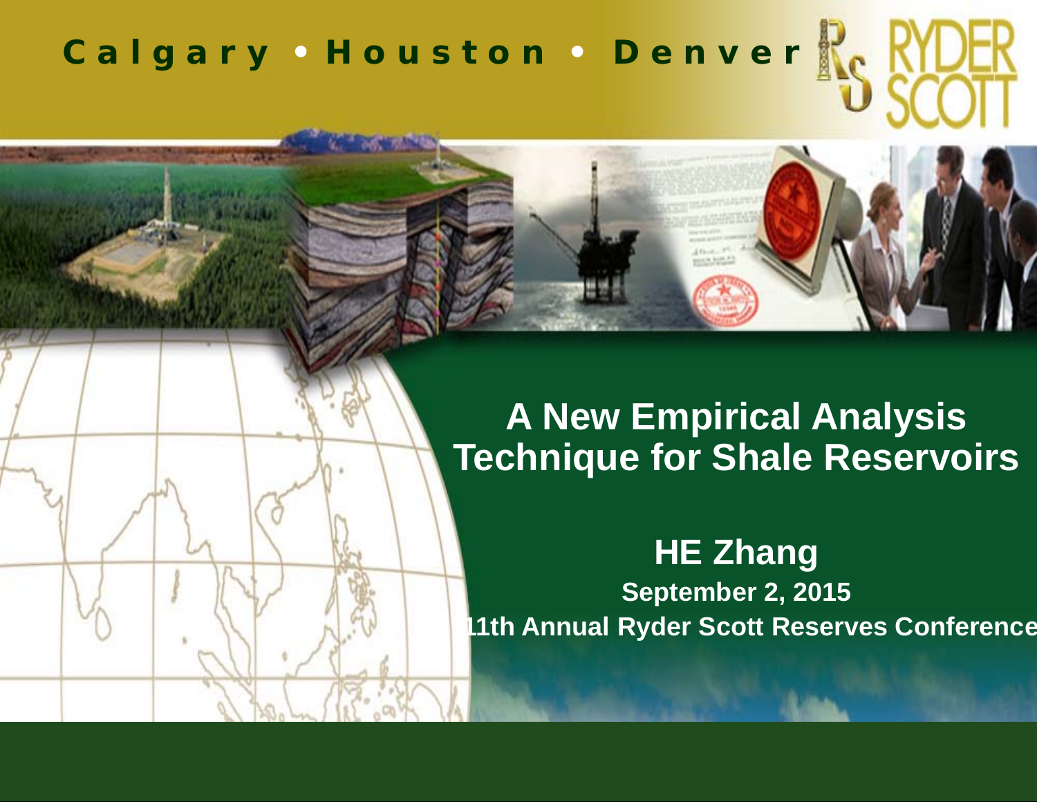Calgary • Houston • Denver

RYDER SCOTT

# A New Empirical Analysis Technique for Shale Reservoirs

## HE Zhang

**September 2, 2015**

**11th Annual Ryder Scott Reserves Conference**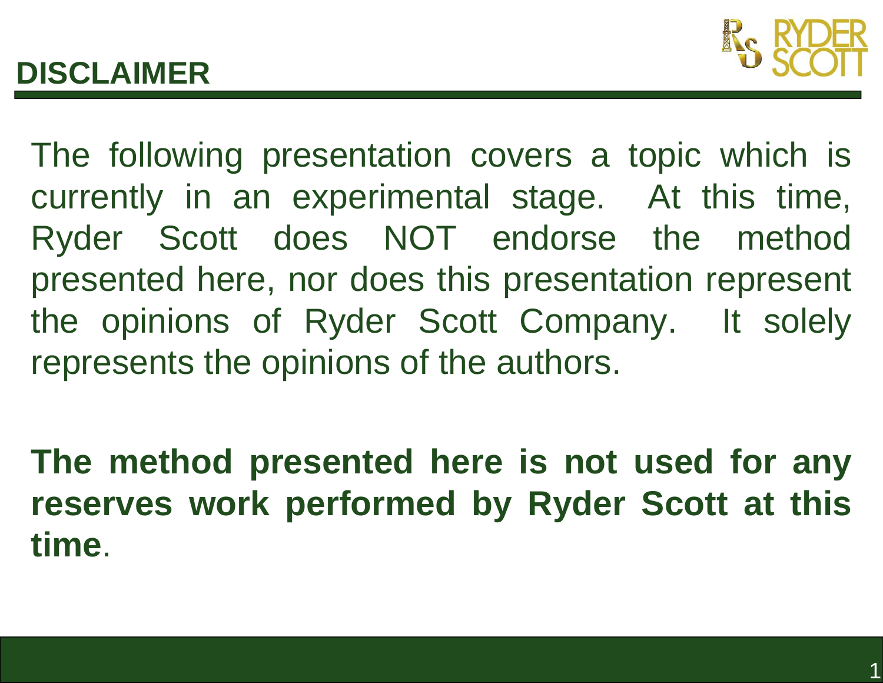# DISCLAIMER

The following presentation covers a topic which is currently in an experimental stage. At this time, Ryder Scott does NOT endorse the method presented here, nor does this presentation represent the opinions of Ryder Scott Company. It solely represents the opinions of the authors.

**The method presented here is not used for any reserves work performed by Ryder Scott at this time**.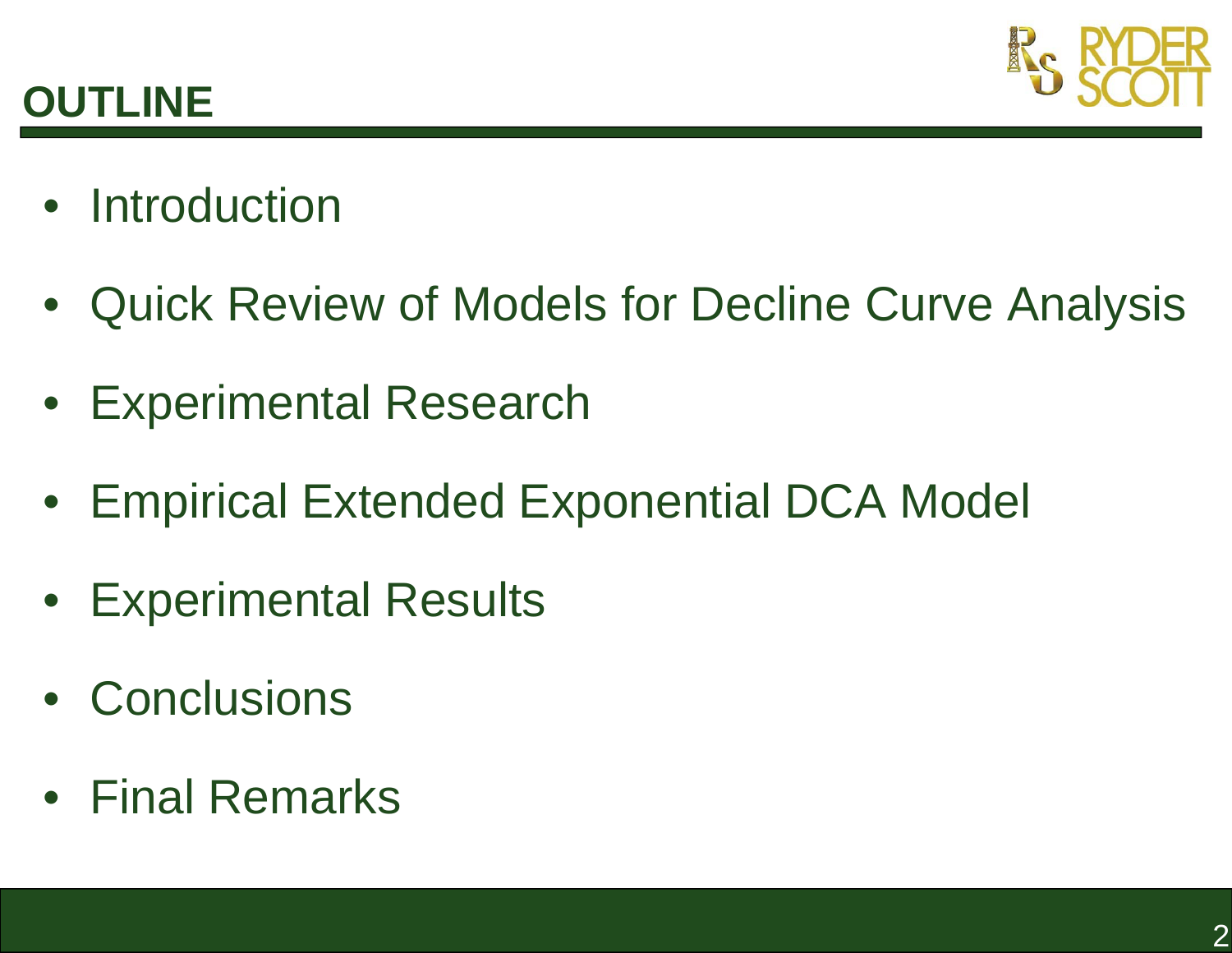# OUTLINE

- Introduction
- Quick Review of Models for Decline Curve Analysis
- Experimental Research
- Empirical Extended Exponential DCA Model
- Experimental Results
- Conclusions
- Final Remarks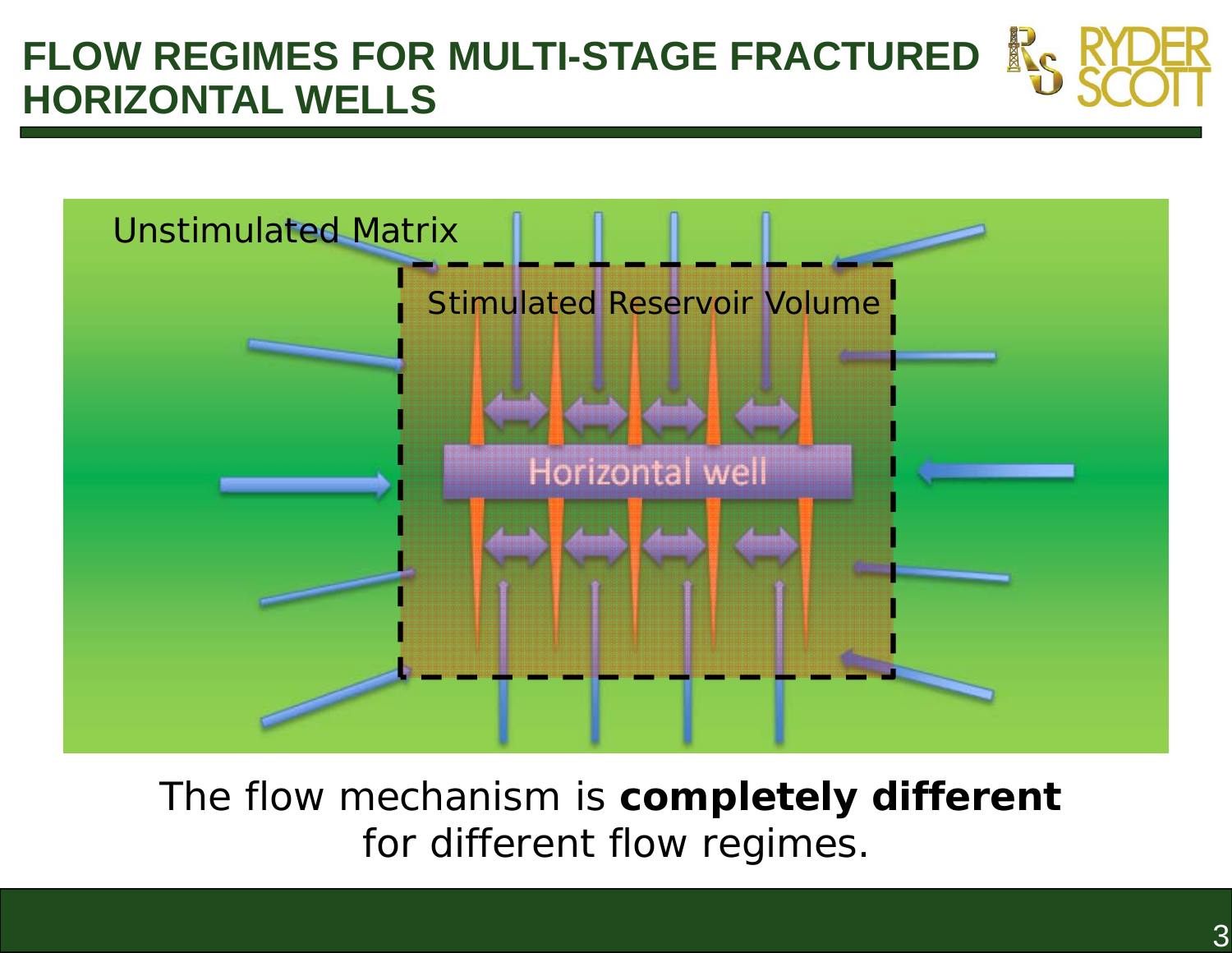# FLOW REGIMES FOR MULTI-STAGE FRACTURED HORIZONTAL WELLS

Unstimulated Matrix

Stimulated Reservoir Volume

Horizontal well

The flow mechanism is **completely different** for different flow regimes.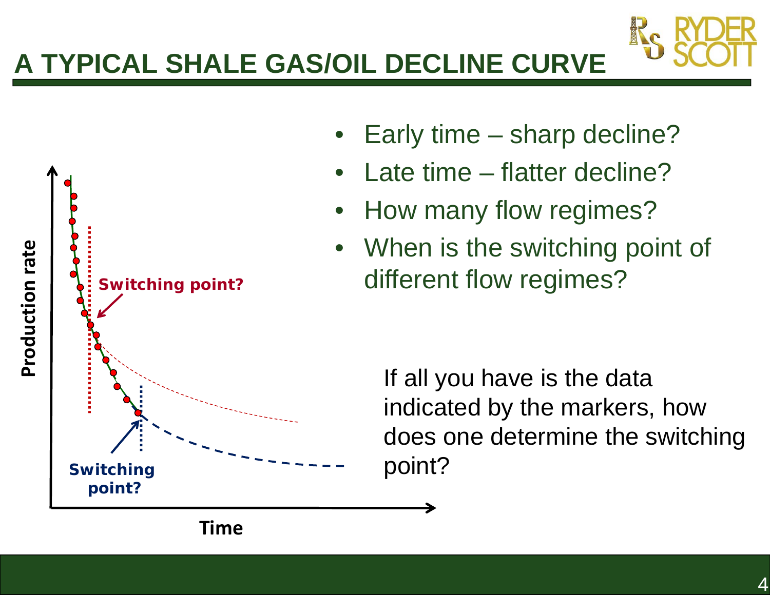# A TYPICAL SHALE GAS/OIL DECLINE CURVE

Production rate

Switching point?

Switching point?

Time

- Early time – sharp decline?
- Late time – flatter decline?
- How many flow regimes?
- When is the switching point of different flow regimes?

If all you have is the data indicated by the markers, how does one determine the switching point?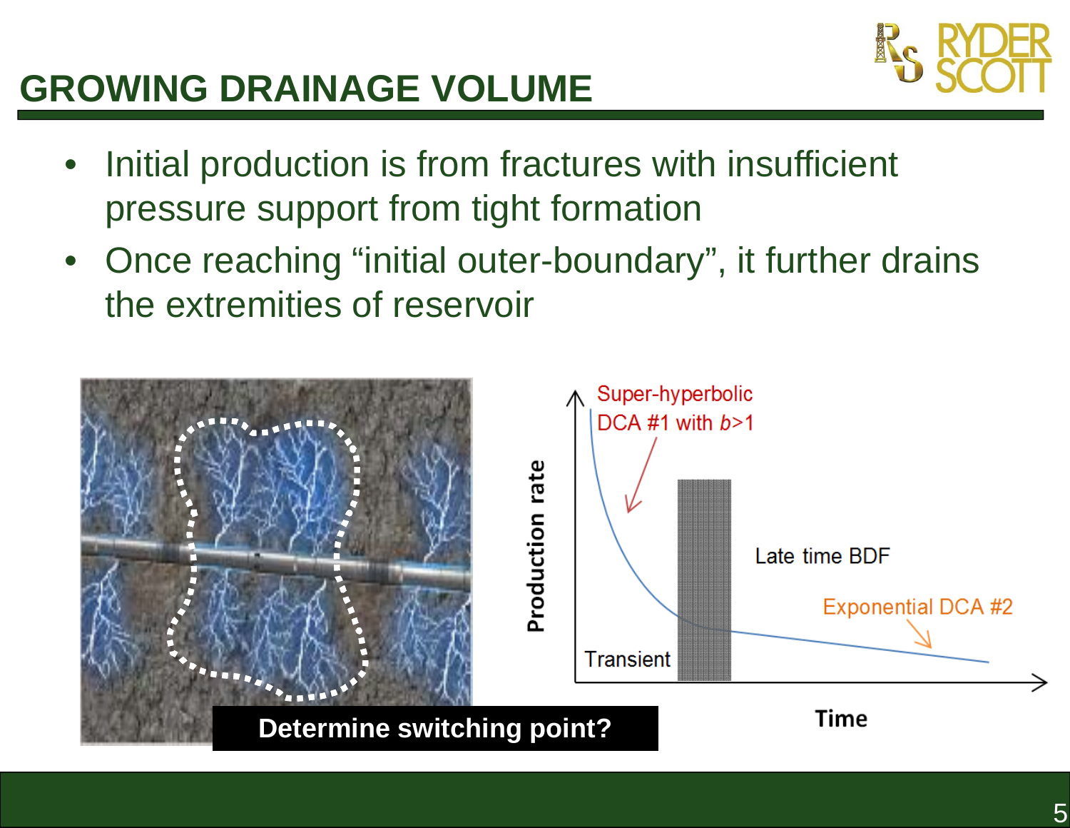# GROWING DRAINAGE VOLUME

- Initial production is from fractures with insufficient pressure support from tight formation
- Once reaching "initial outer-boundary", it further drains the extremities of reservoir

Determine switching point?

Super-hyperbolic DCA #1 with $b$>1

Late time BDF

Exponential DCA #2

Transient

Production rate

Time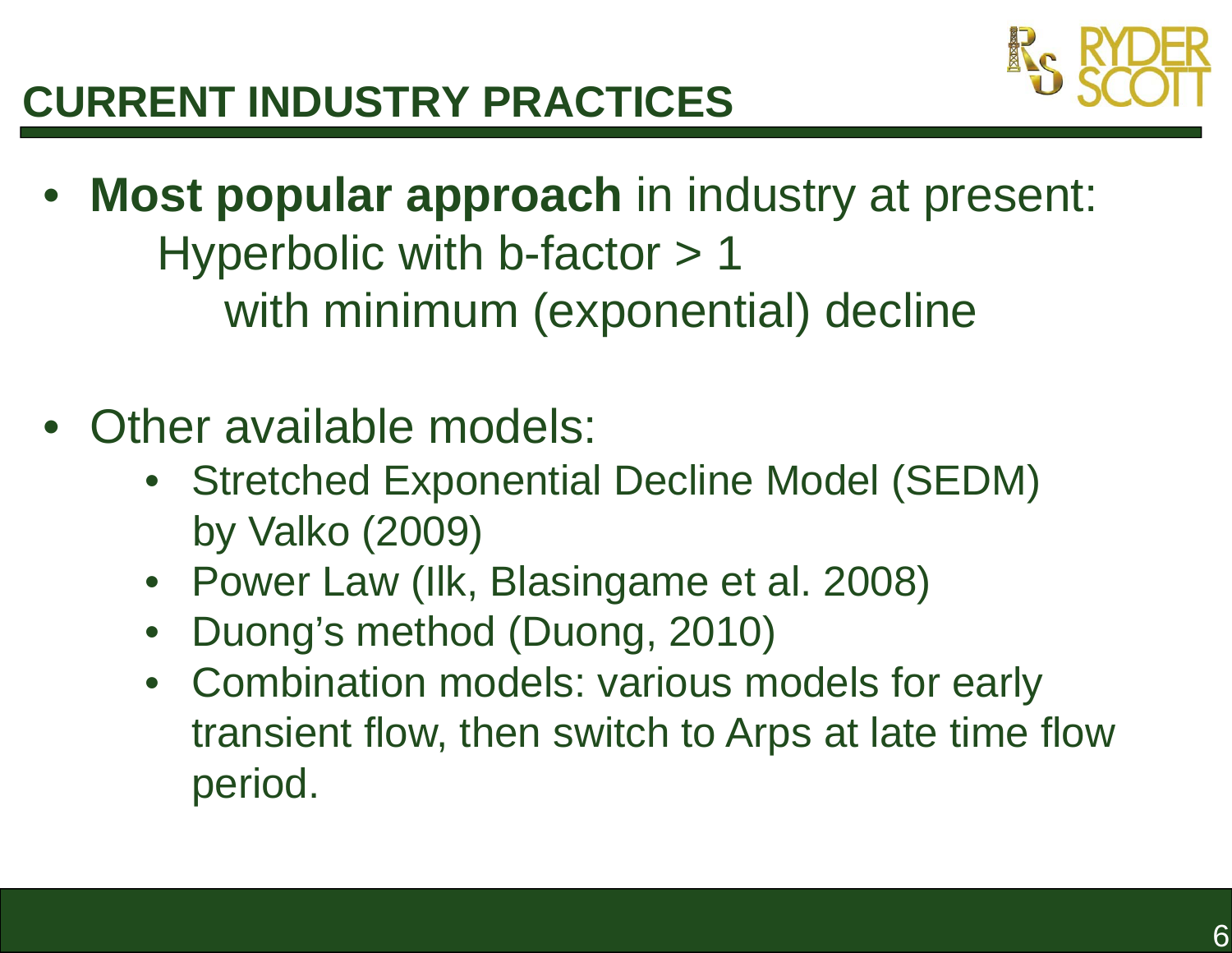# CURRENT INDUSTRY PRACTICES

- **Most popular approach** in industry at present:
  Hyperbolic with b-factor > 1
  with minimum (exponential) decline

- Other available models:
  - Stretched Exponential Decline Model (SEDM) by Valko (2009)
  - Power Law (Ilk, Blasingame et al. 2008)
  - Duong's method (Duong, 2010)
  - Combination models: various models for early transient flow, then switch to Arps at late time flow period.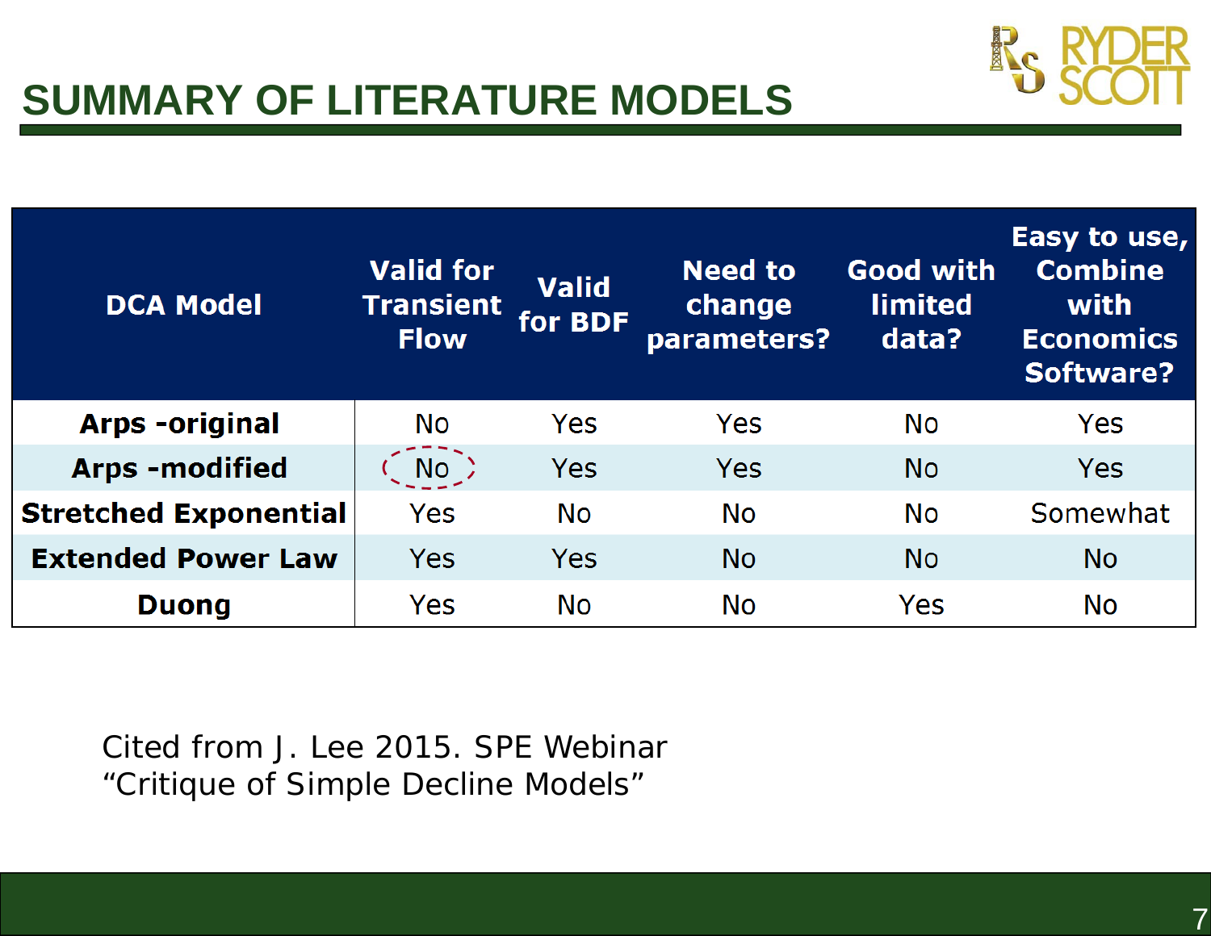# SUMMARY OF LITERATURE MODELS

| DCA Model | Valid for Transient Flow | Valid for BDF | Need to change parameters? | Good with limited data? | Easy to use, Combine with Economics Software? |
|---|---|---|---|---|---|
| **Arps -original** | No | Yes | Yes | No | Yes |
| **Arps -modified** | No | Yes | Yes | No | Yes |
| **Stretched Exponential** | Yes | No | No | No | Somewhat |
| **Extended Power Law** | Yes | Yes | No | No | No |
| **Duong** | Yes | No | No | Yes | No |

Cited from J. Lee 2015. SPE Webinar "Critique of Simple Decline Models"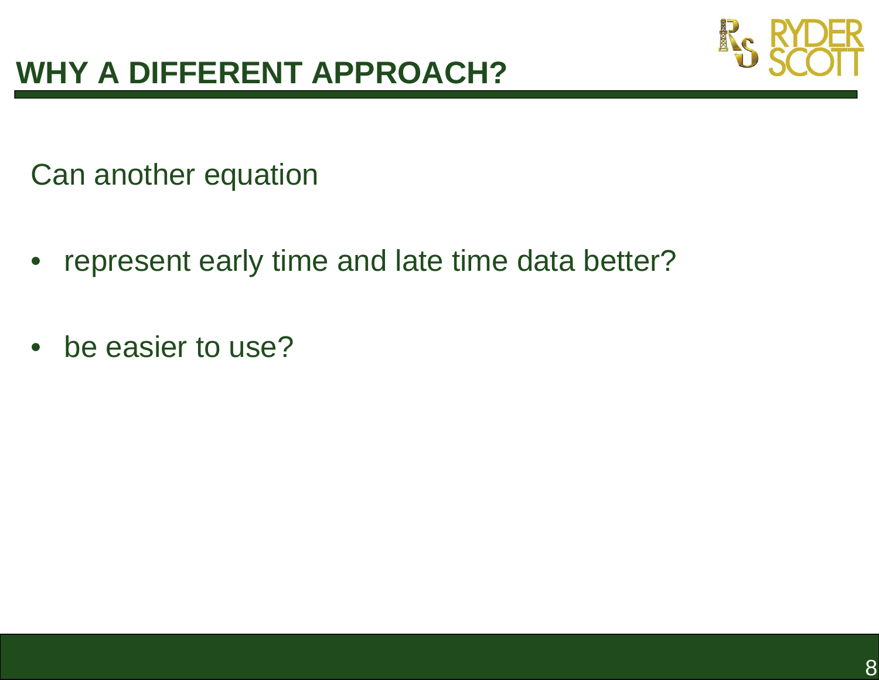# WHY A DIFFERENT APPROACH?

Can another equation

- represent early time and late time data better?
- be easier to use?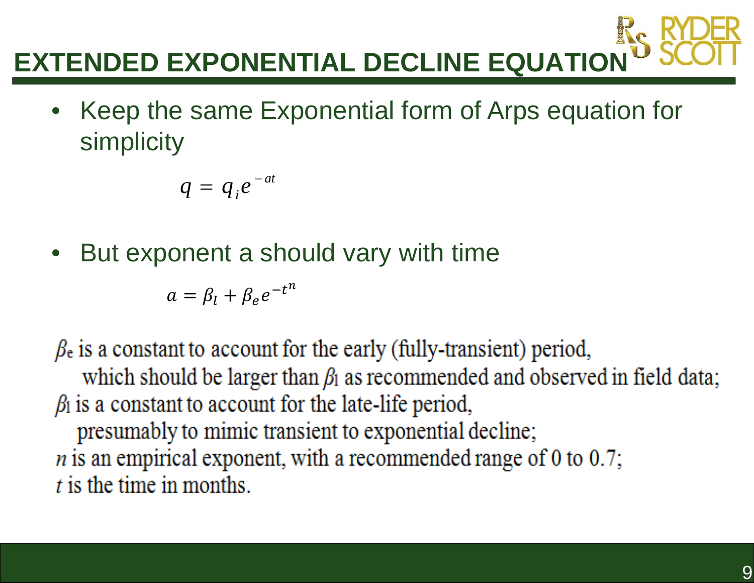# EXTENDED EXPONENTIAL DECLINE EQUATION

- Keep the same Exponential form of Arps equation for simplicity

$$q = q_i e^{-at}$$

- But exponent a should vary with time

$$a = \beta_l + \beta_e e^{-t^n}$$

$\beta_e$ is a constant to account for the early (fully-transient) period, which should be larger than $\beta_l$ as recommended and observed in field data;
$\beta_l$ is a constant to account for the late-life period, presumably to mimic transient to exponential decline;
$n$ is an empirical exponent, with a recommended range of 0 to 0.7;
$t$ is the time in months.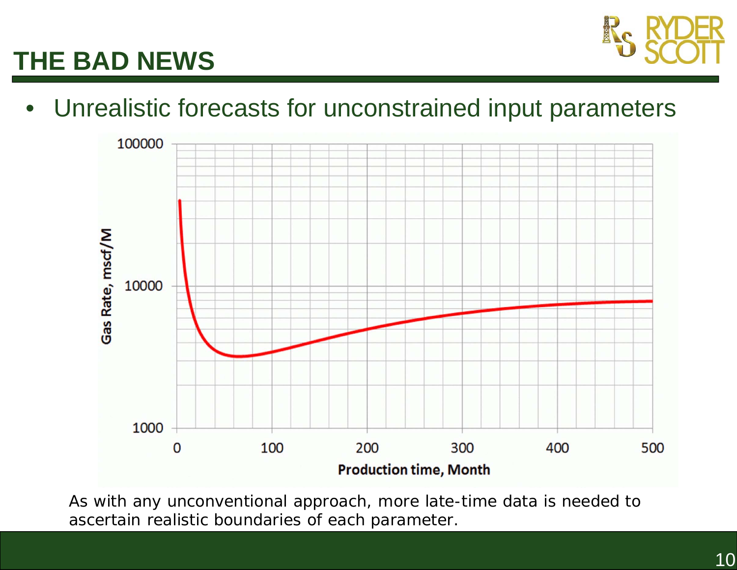# THE BAD NEWS

- Unrealistic forecasts for unconstrained input parameters

As with any unconventional approach, more late-time data is needed to ascertain realistic boundaries of each parameter.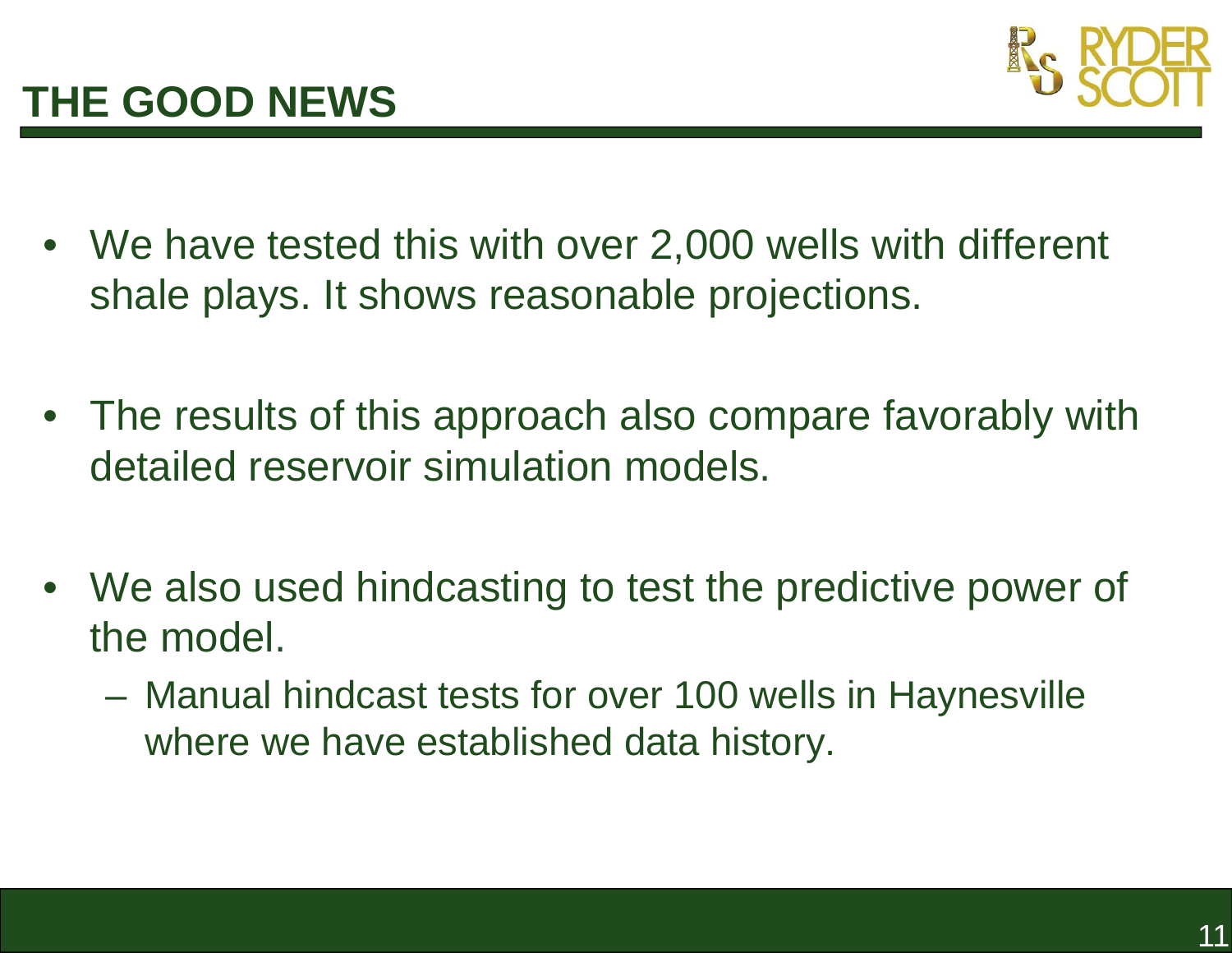# THE GOOD NEWS

- We have tested this with over 2,000 wells with different shale plays. It shows reasonable projections.
- The results of this approach also compare favorably with detailed reservoir simulation models.
- We also used hindcasting to test the predictive power of the model.
  - Manual hindcast tests for over 100 wells in Haynesville where we have established data history.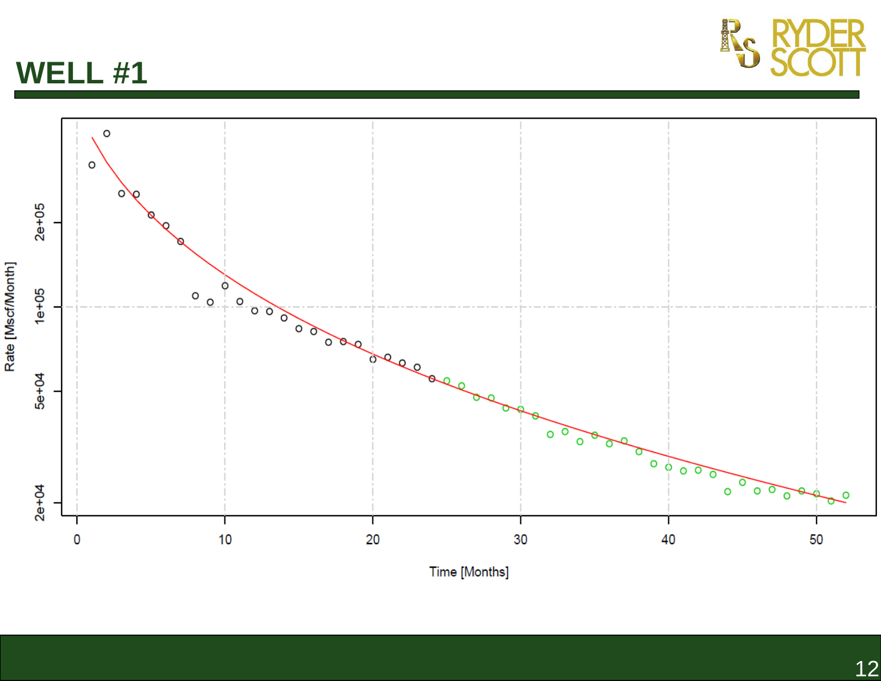# WELL #1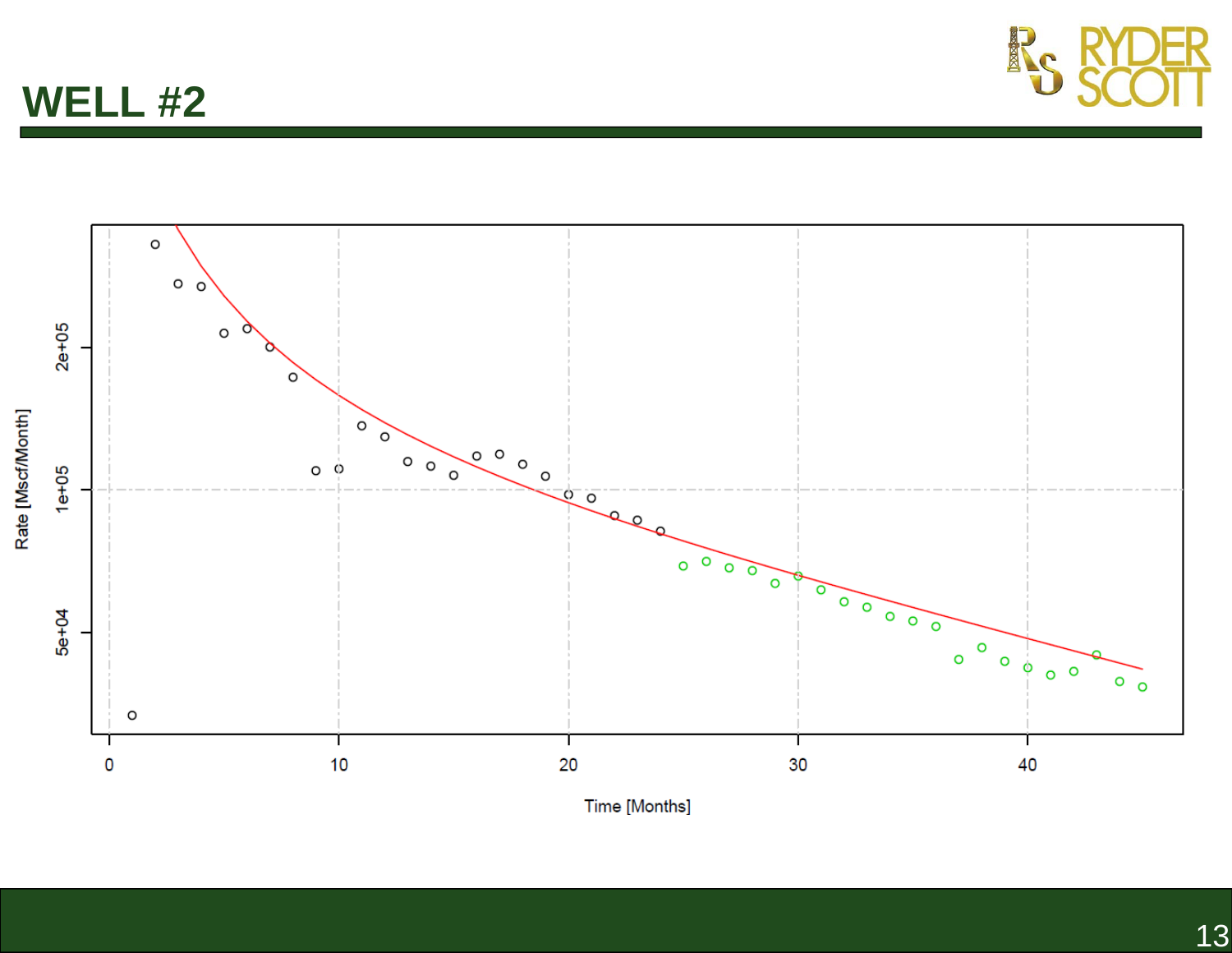# WELL #2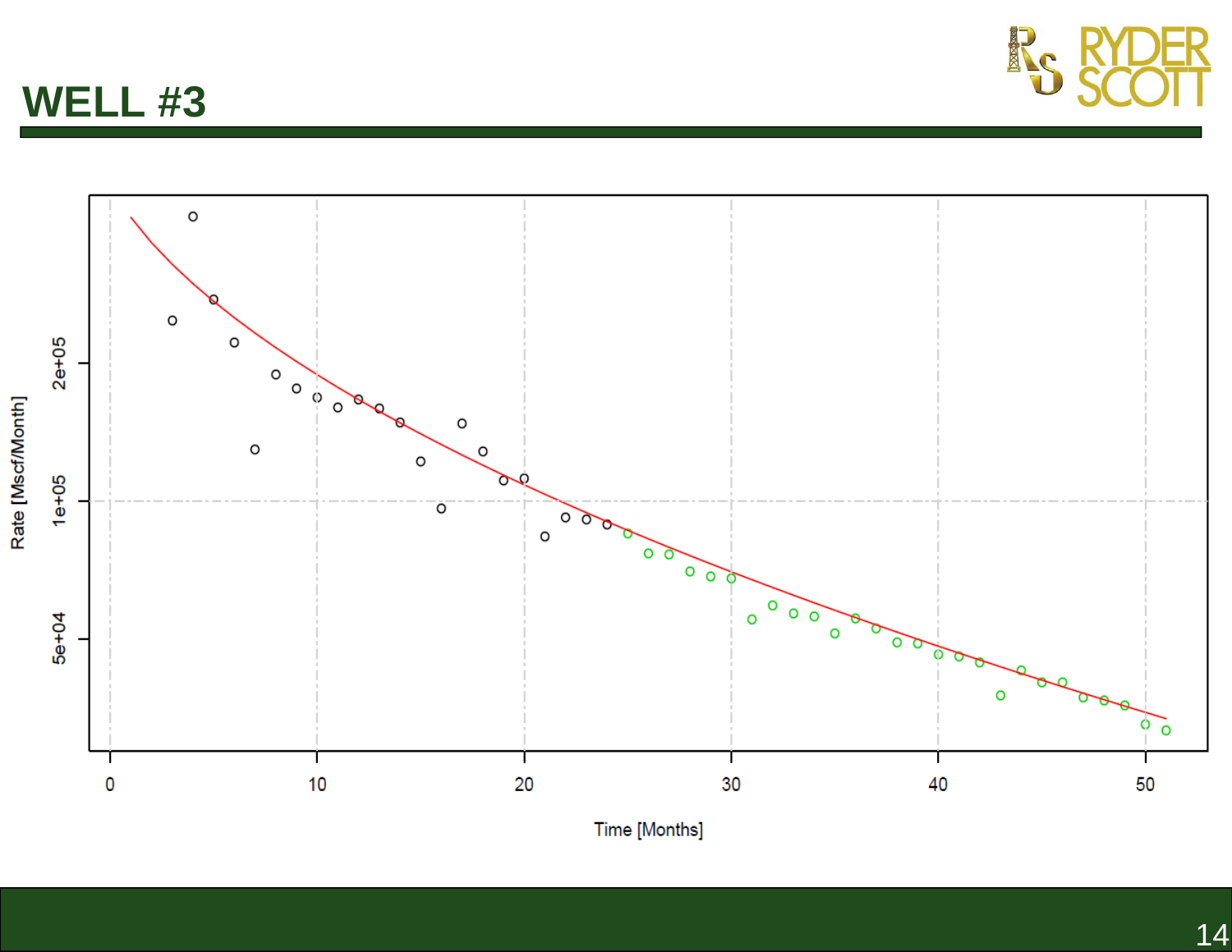# WELL #3

Rate [Mscf/Month]

5e+04

1e+05

2e+05

0

10

20

30

40

50

Time [Months]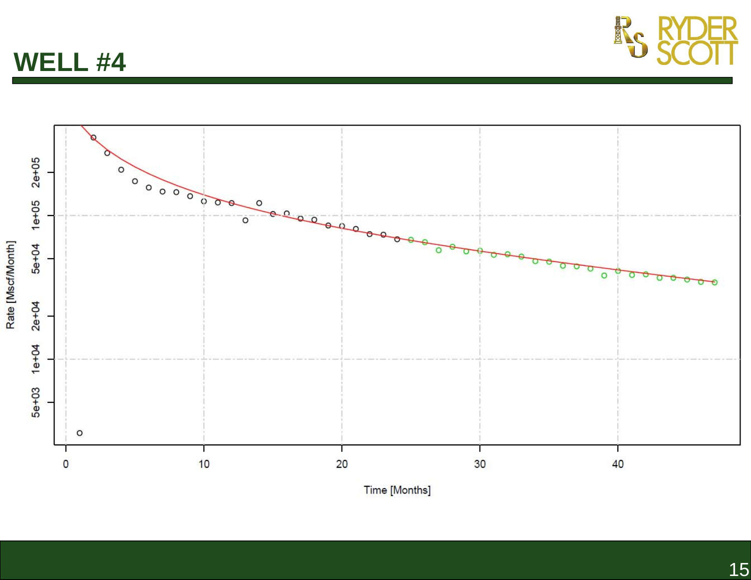# WELL #4

Rate [Mscf/Month]

Time [Months]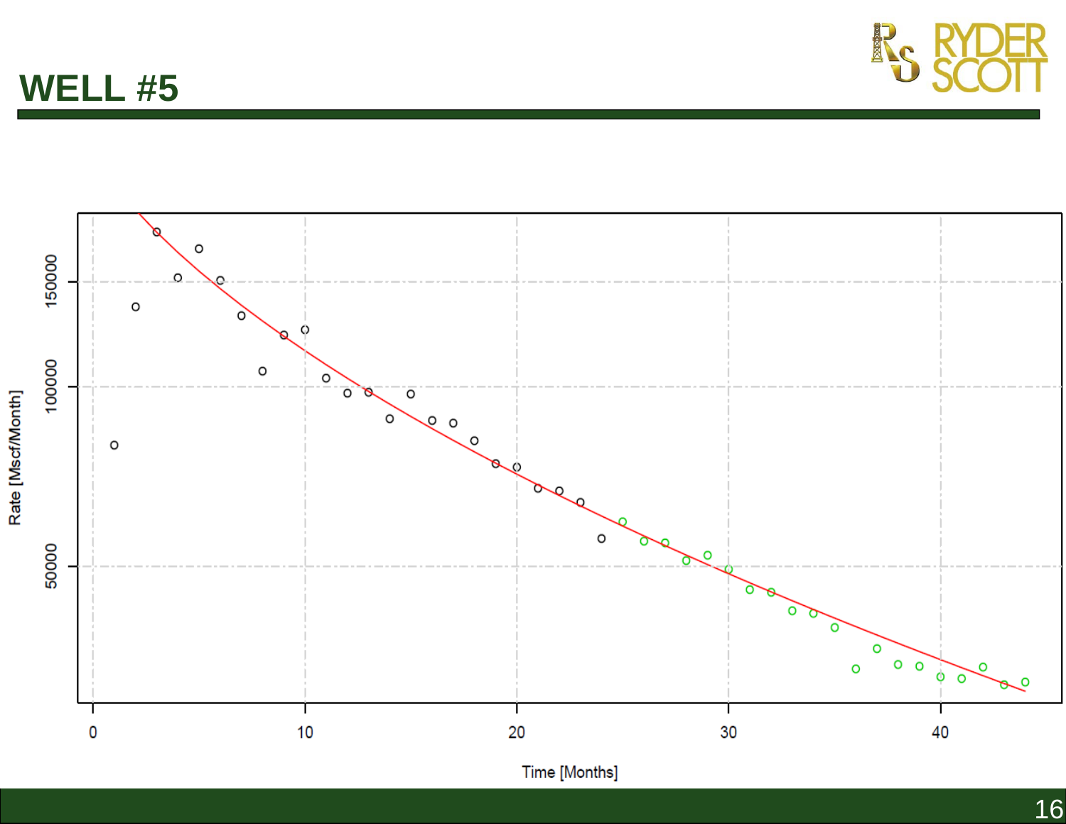# WELL #5

Rate [Mscf/Month]

50000

100000

150000

0

10

20

30

40

Time [Months]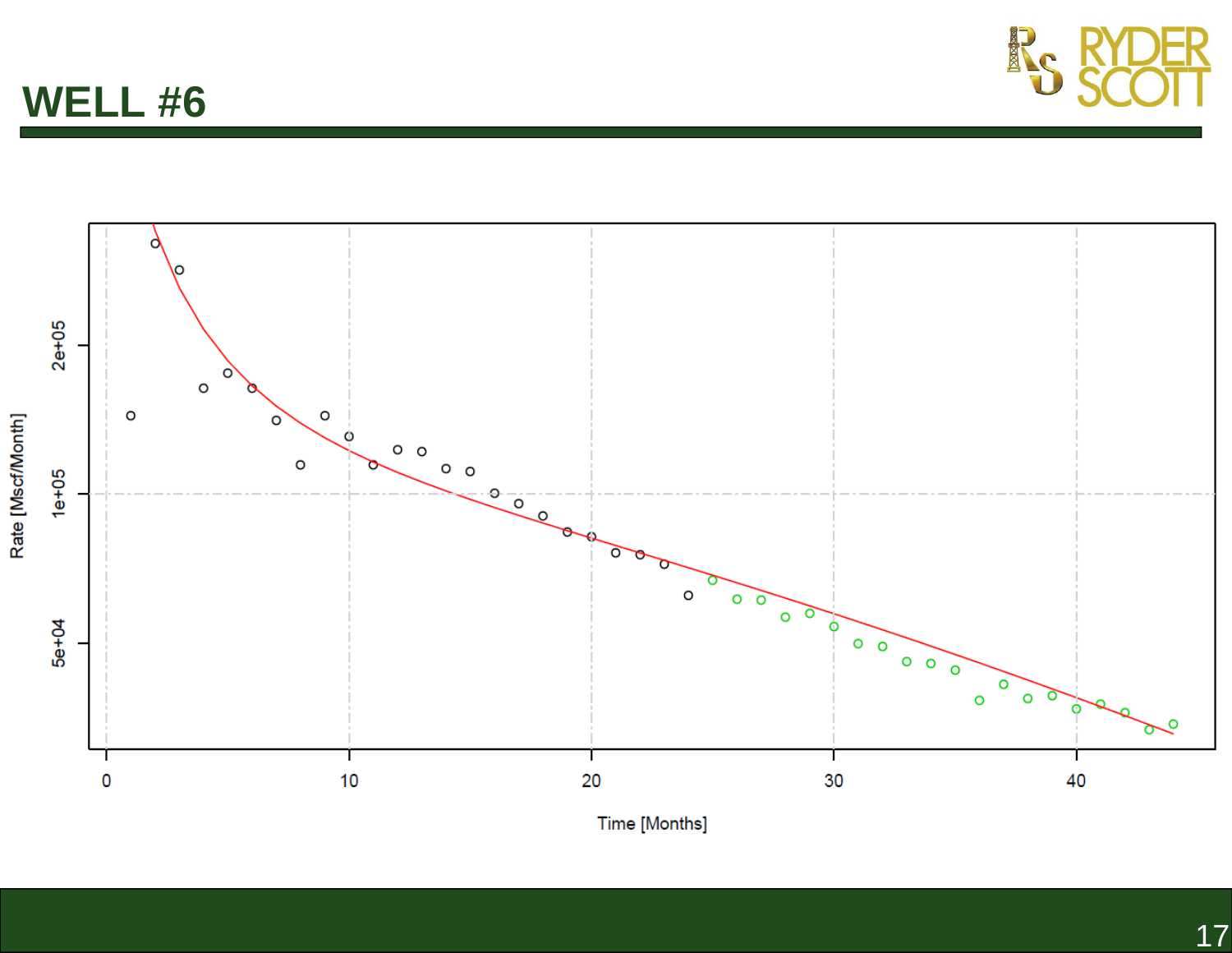# WELL #6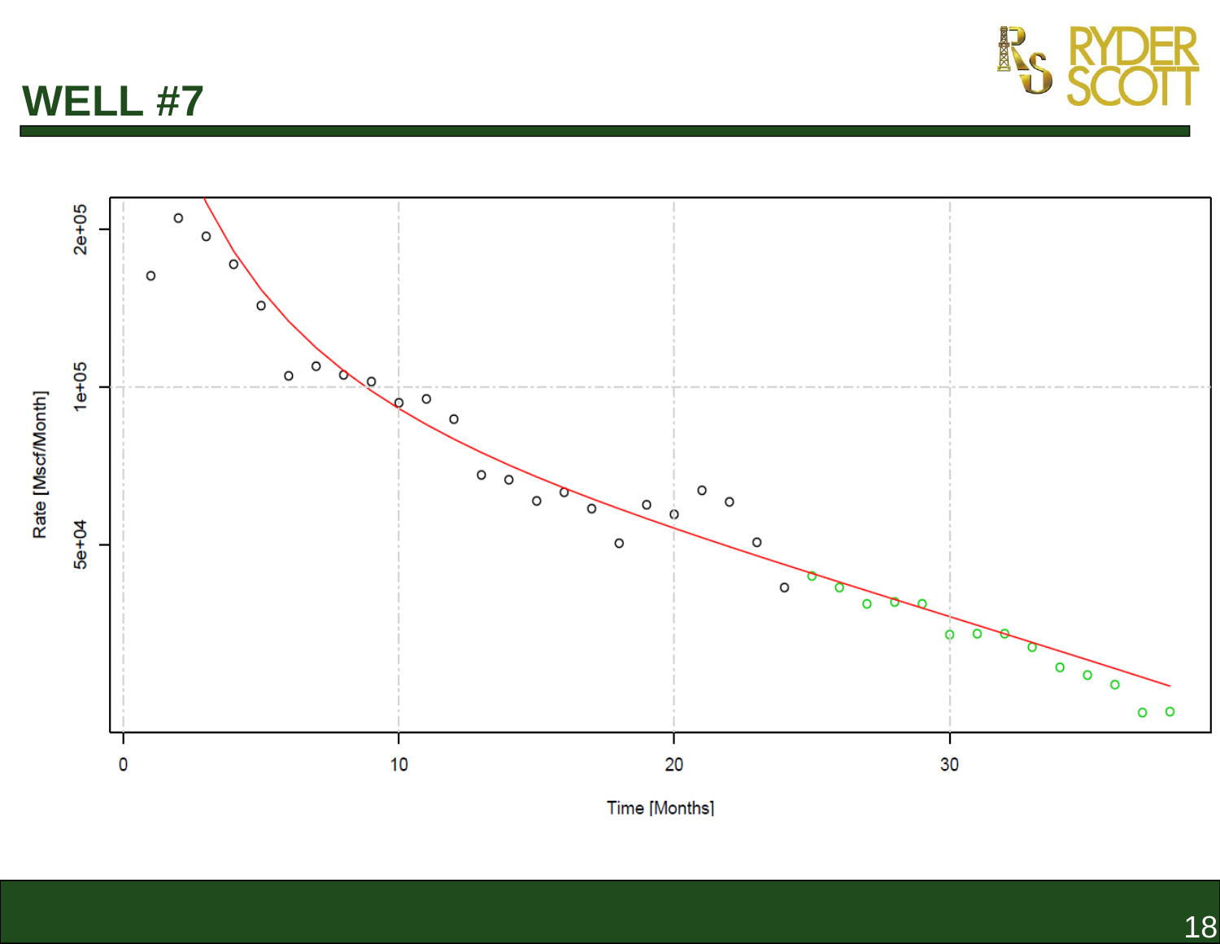# WELL #7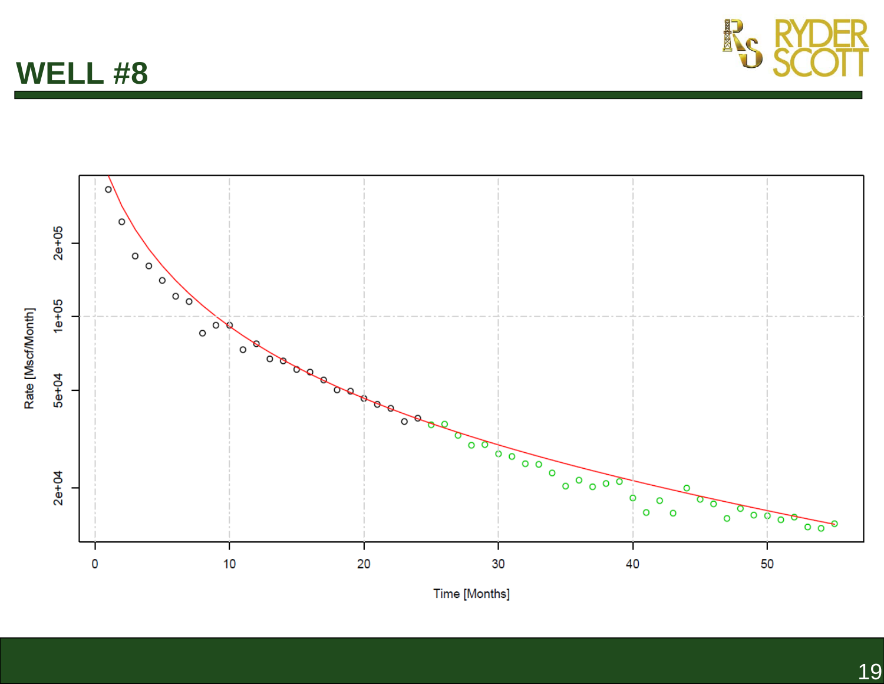# WELL #8

Rate [Mscf/Month]

2e+05

1e+05

5e+04

2e+04

0 10 20 30 40 50

Time [Months]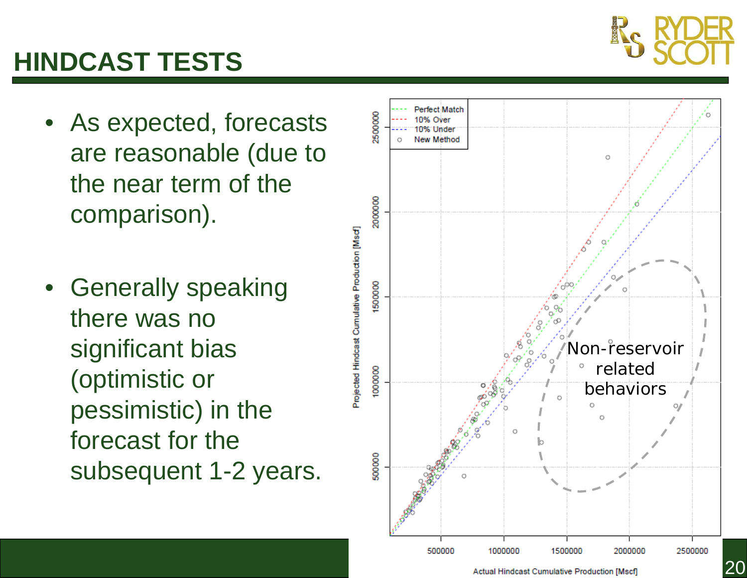# HINDCAST TESTS

- As expected, forecasts are reasonable (due to the near term of the comparison).
- Generally speaking there was no significant bias (optimistic or pessimistic) in the forecast for the subsequent 1-2 years.

Perfect Match
10% Over
10% Under
New Method

Non-reservoir related behaviors

Projected Hindcast Cumulative Production [Mscf]

Actual Hindcast Cumulative Production [Mscf]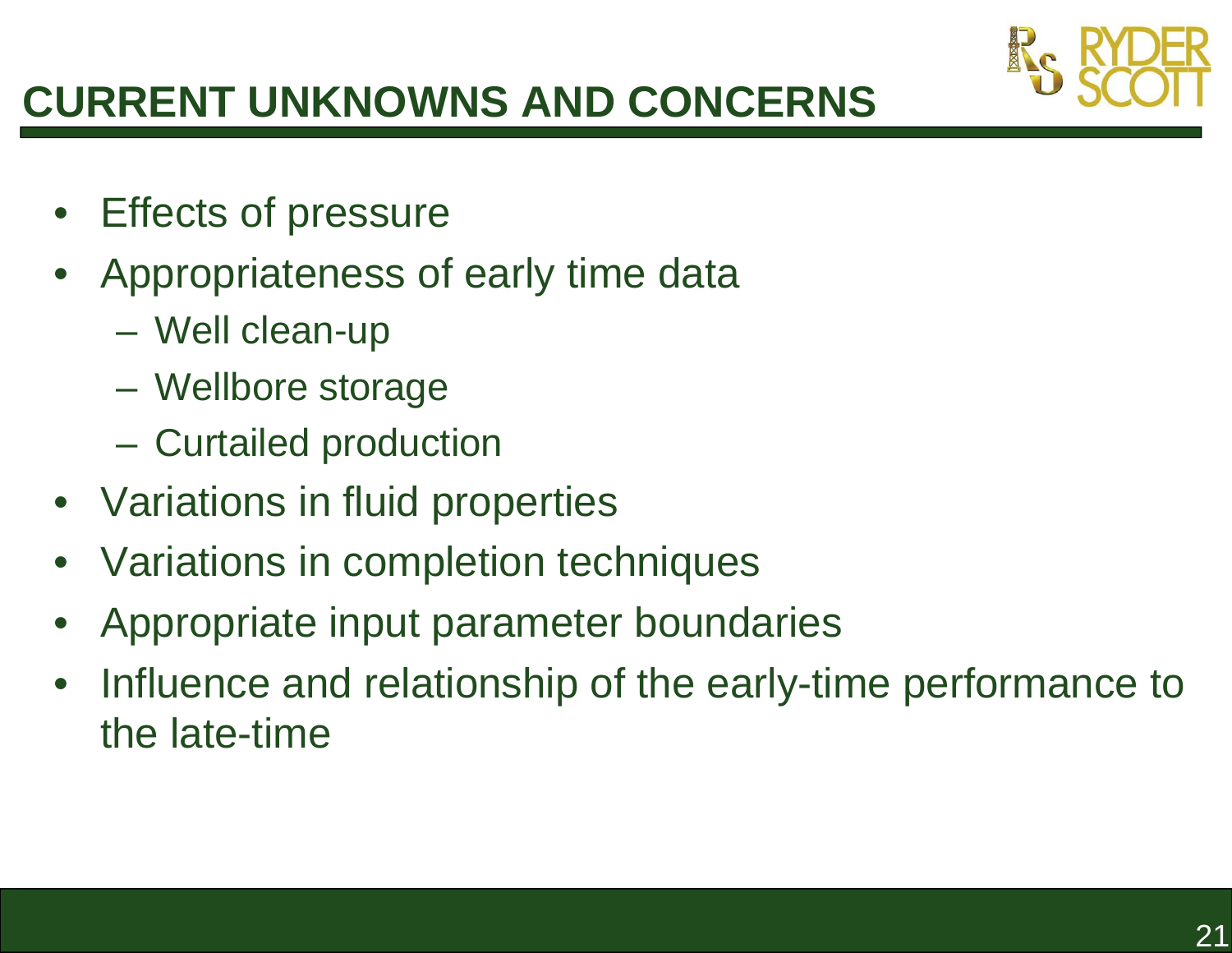# CURRENT UNKNOWNS AND CONCERNS

- Effects of pressure
- Appropriateness of early time data
  - Well clean-up
  - Wellbore storage
  - Curtailed production
- Variations in fluid properties
- Variations in completion techniques
- Appropriate input parameter boundaries
- Influence and relationship of the early-time performance to the late-time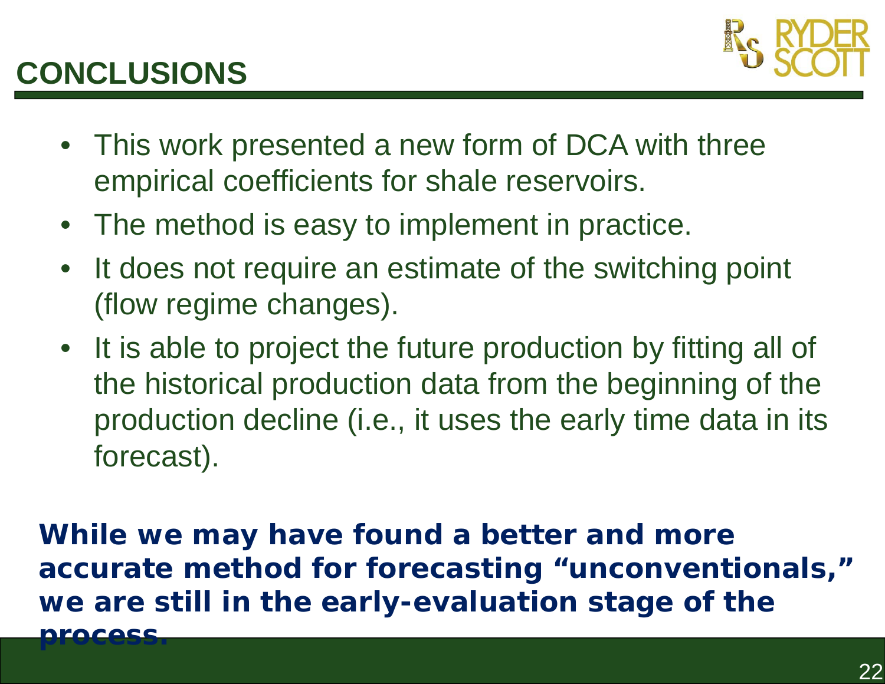# CONCLUSIONS

- This work presented a new form of DCA with three empirical coefficients for shale reservoirs.
- The method is easy to implement in practice.
- It does not require an estimate of the switching point (flow regime changes).
- It is able to project the future production by fitting all of the historical production data from the beginning of the production decline (i.e., it uses the early time data in its forecast).

**While we may have found a better and more accurate method for forecasting "unconventionals," we are still in the early-evaluation stage of the process.**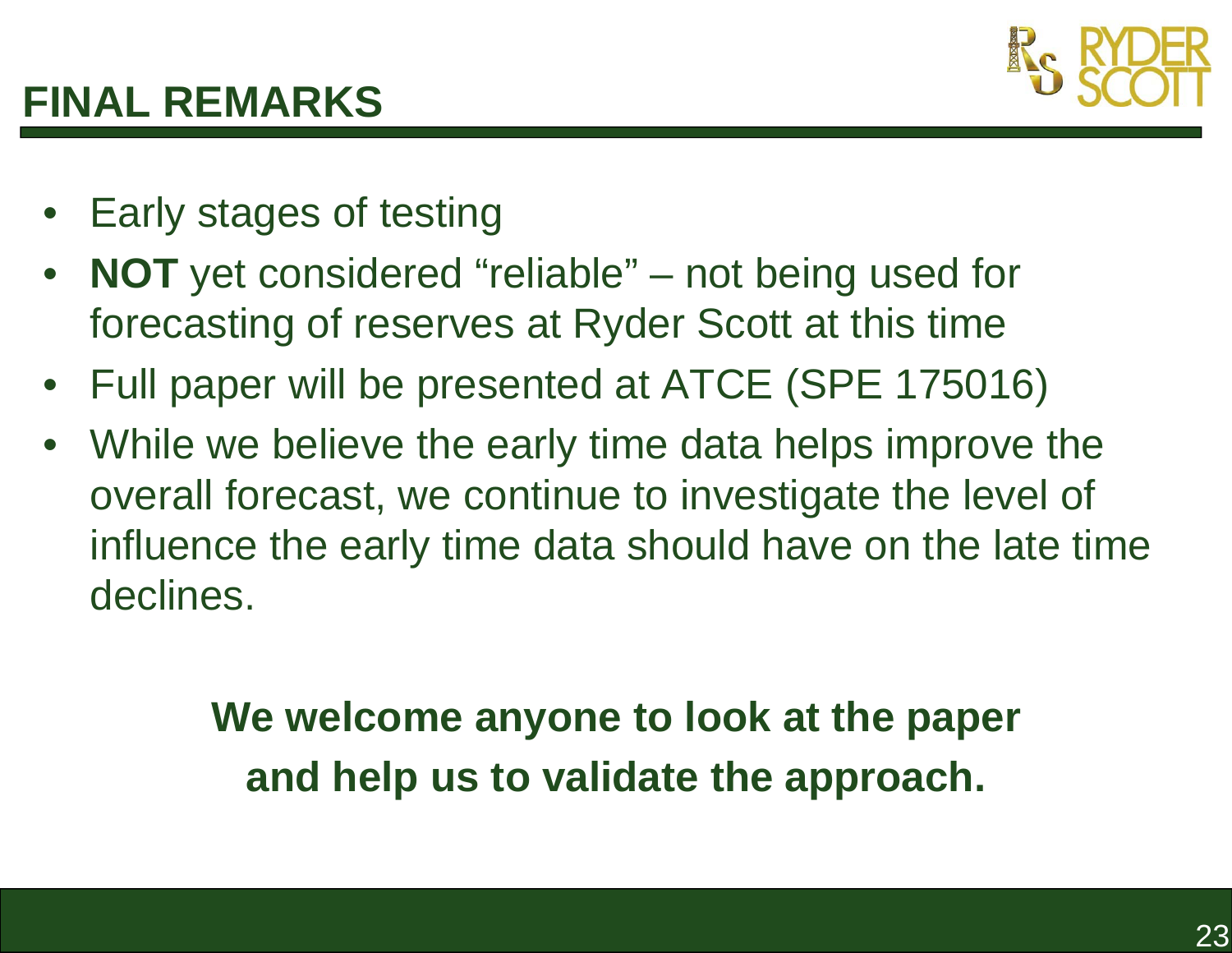# FINAL REMARKS

- Early stages of testing
- **NOT** yet considered "reliable" – not being used for forecasting of reserves at Ryder Scott at this time
- Full paper will be presented at ATCE (SPE 175016)
- While we believe the early time data helps improve the overall forecast, we continue to investigate the level of influence the early time data should have on the late time declines.

**We welcome anyone to look at the paper and help us to validate the approach.**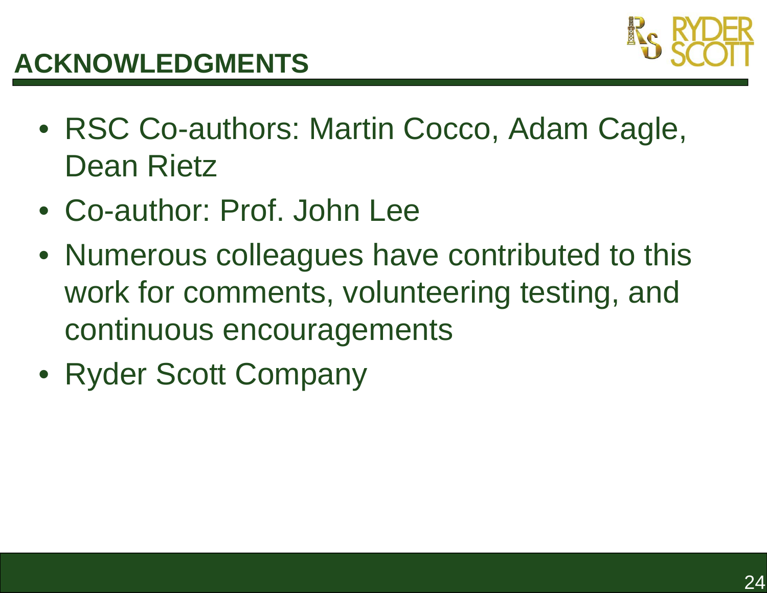# ACKNOWLEDGMENTS

- RSC Co-authors: Martin Cocco, Adam Cagle, Dean Rietz
- Co-author: Prof. John Lee
- Numerous colleagues have contributed to this work for comments, volunteering testing, and continuous encouragements
- Ryder Scott Company